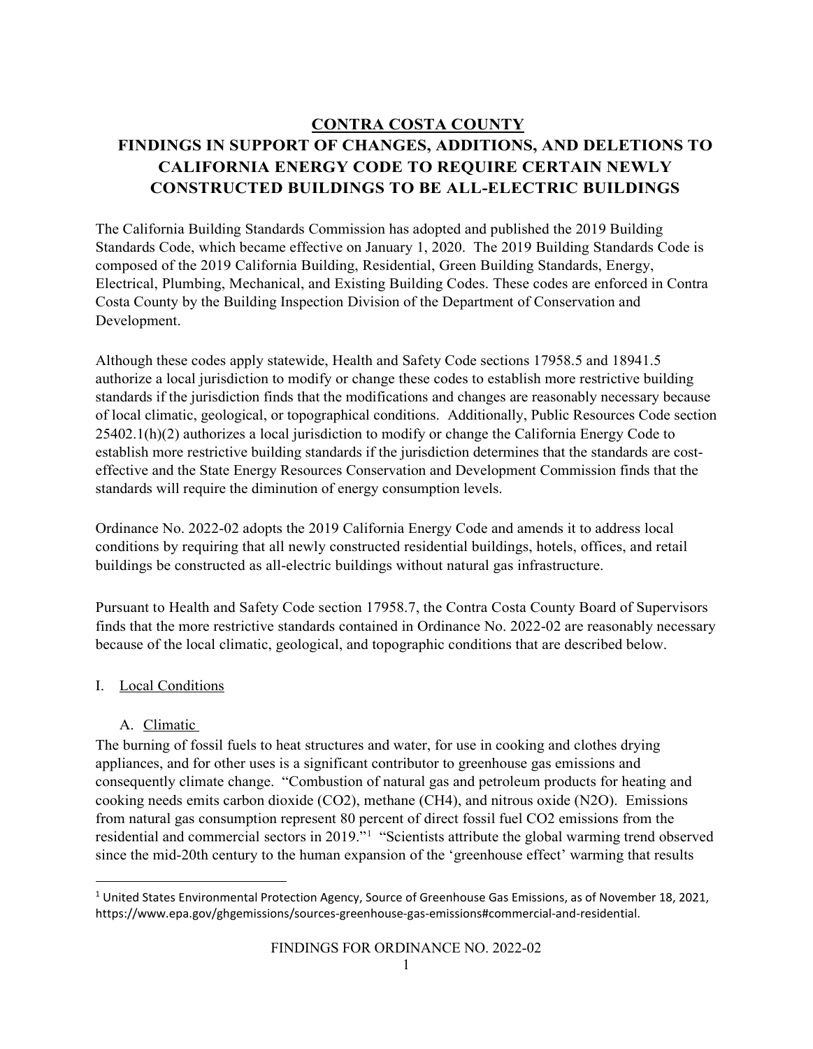# CONTRA COSTA COUNTY

# FINDINGS IN SUPPORT OF CHANGES, ADDITIONS, AND DELETIONS TO CALIFORNIA ENERGY CODE TO REQUIRE CERTAIN NEWLY CONSTRUCTED BUILDINGS TO BE ALL-ELECTRIC BUILDINGS

The California Building Standards Commission has adopted and published the 2019 Building Standards Code, which became effective on January 1, 2020. The 2019 Building Standards Code is composed of the 2019 California Building, Residential, Green Building Standards, Energy, Electrical, Plumbing, Mechanical, and Existing Building Codes. These codes are enforced in Contra Costa County by the Building Inspection Division of the Department of Conservation and Development.

Although these codes apply statewide, Health and Safety Code sections 17958.5 and 18941.5 authorize a local jurisdiction to modify or change these codes to establish more restrictive building standards if the jurisdiction finds that the modifications and changes are reasonably necessary because of local climatic, geological, or topographical conditions. Additionally, Public Resources Code section 25402.1(h)(2) authorizes a local jurisdiction to modify or change the California Energy Code to establish more restrictive building standards if the jurisdiction determines that the standards are cost-effective and the State Energy Resources Conservation and Development Commission finds that the standards will require the diminution of energy consumption levels.

Ordinance No. 2022-02 adopts the 2019 California Energy Code and amends it to address local conditions by requiring that all newly constructed residential buildings, hotels, offices, and retail buildings be constructed as all-electric buildings without natural gas infrastructure.

Pursuant to Health and Safety Code section 17958.7, the Contra Costa County Board of Supervisors finds that the more restrictive standards contained in Ordinance No. 2022-02 are reasonably necessary because of the local climatic, geological, and topographic conditions that are described below.

## I. Local Conditions

### A. Climatic

The burning of fossil fuels to heat structures and water, for use in cooking and clothes drying appliances, and for other uses is a significant contributor to greenhouse gas emissions and consequently climate change. "Combustion of natural gas and petroleum products for heating and cooking needs emits carbon dioxide ($CO_2$), methane ($CH_4$), and nitrous oxide ($N_2O$). Emissions from natural gas consumption represent 80 percent of direct fossil fuel $CO_2$ emissions from the residential and commercial sectors in 2019."[1] "Scientists attribute the global warming trend observed since the mid-20th century to the human expansion of the 'greenhouse effect' warming that results

[1] United States Environmental Protection Agency, Source of Greenhouse Gas Emissions, as of November 18, 2021, https://www.epa.gov/ghgemissions/sources-greenhouse-gas-emissions#commercial-and-residential.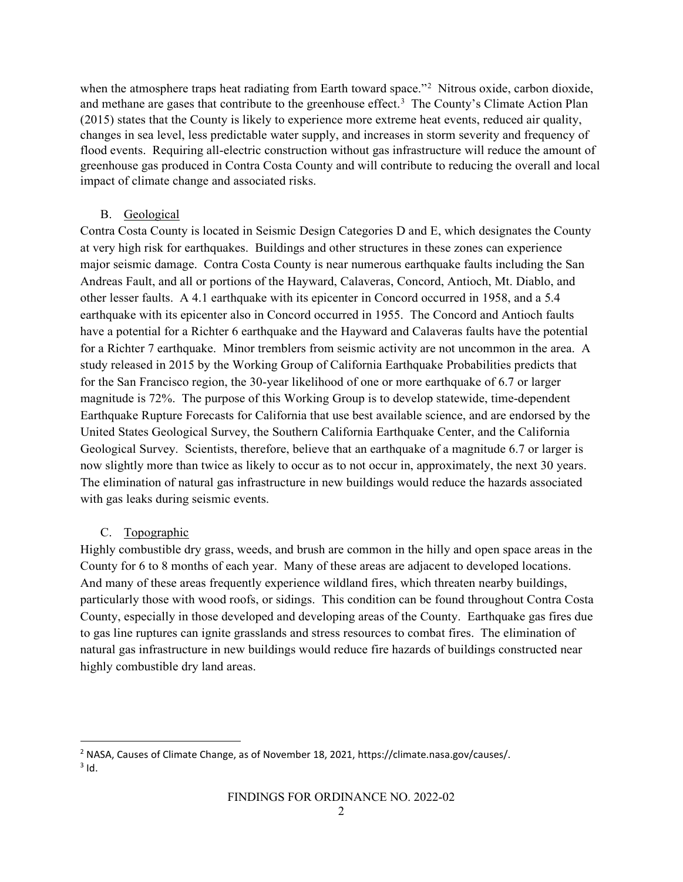when the atmosphere traps heat radiating from Earth toward space."[2] Nitrous oxide, carbon dioxide, and methane are gases that contribute to the greenhouse effect.[3] The County's Climate Action Plan (2015) states that the County is likely to experience more extreme heat events, reduced air quality, changes in sea level, less predictable water supply, and increases in storm severity and frequency of flood events. Requiring all-electric construction without gas infrastructure will reduce the amount of greenhouse gas produced in Contra Costa County and will contribute to reducing the overall and local impact of climate change and associated risks.

B. Geological

Contra Costa County is located in Seismic Design Categories D and E, which designates the County at very high risk for earthquakes. Buildings and other structures in these zones can experience major seismic damage. Contra Costa County is near numerous earthquake faults including the San Andreas Fault, and all or portions of the Hayward, Calaveras, Concord, Antioch, Mt. Diablo, and other lesser faults. A 4.1 earthquake with its epicenter in Concord occurred in 1958, and a 5.4 earthquake with its epicenter also in Concord occurred in 1955. The Concord and Antioch faults have a potential for a Richter 6 earthquake and the Hayward and Calaveras faults have the potential for a Richter 7 earthquake. Minor tremblers from seismic activity are not uncommon in the area. A study released in 2015 by the Working Group of California Earthquake Probabilities predicts that for the San Francisco region, the 30-year likelihood of one or more earthquake of 6.7 or larger magnitude is 72%. The purpose of this Working Group is to develop statewide, time-dependent Earthquake Rupture Forecasts for California that use best available science, and are endorsed by the United States Geological Survey, the Southern California Earthquake Center, and the California Geological Survey. Scientists, therefore, believe that an earthquake of a magnitude 6.7 or larger is now slightly more than twice as likely to occur as to not occur in, approximately, the next 30 years. The elimination of natural gas infrastructure in new buildings would reduce the hazards associated with gas leaks during seismic events.

C. Topographic

Highly combustible dry grass, weeds, and brush are common in the hilly and open space areas in the County for 6 to 8 months of each year. Many of these areas are adjacent to developed locations. And many of these areas frequently experience wildland fires, which threaten nearby buildings, particularly those with wood roofs, or sidings. This condition can be found throughout Contra Costa County, especially in those developed and developing areas of the County. Earthquake gas fires due to gas line ruptures can ignite grasslands and stress resources to combat fires. The elimination of natural gas infrastructure in new buildings would reduce fire hazards of buildings constructed near highly combustible dry land areas.

---

[2] NASA, Causes of Climate Change, as of November 18, 2021, https://climate.nasa.gov/causes/.

[3] Id.

FINDINGS FOR ORDINANCE NO. 2022-02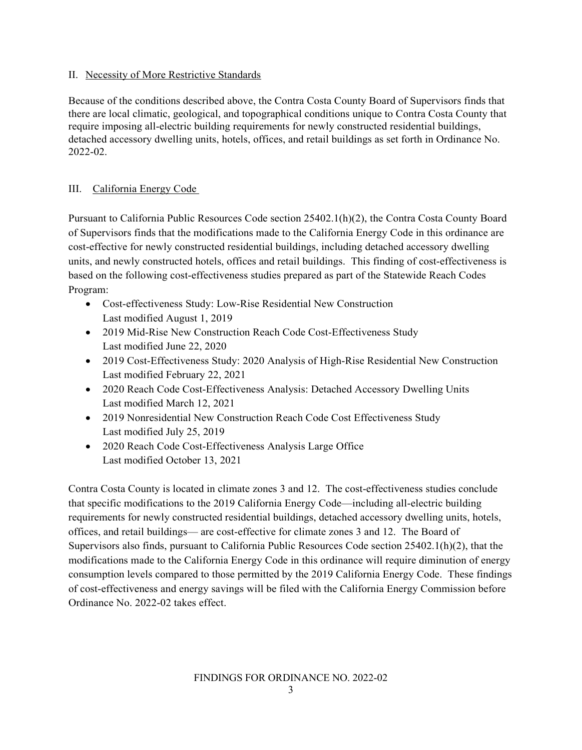## II. Necessity of More Restrictive Standards

Because of the conditions described above, the Contra Costa County Board of Supervisors finds that there are local climatic, geological, and topographical conditions unique to Contra Costa County that require imposing all-electric building requirements for newly constructed residential buildings, detached accessory dwelling units, hotels, offices, and retail buildings as set forth in Ordinance No. 2022-02.

## III. California Energy Code

Pursuant to California Public Resources Code section 25402.1(h)(2), the Contra Costa County Board of Supervisors finds that the modifications made to the California Energy Code in this ordinance are cost-effective for newly constructed residential buildings, including detached accessory dwelling units, and newly constructed hotels, offices and retail buildings. This finding of cost-effectiveness is based on the following cost-effectiveness studies prepared as part of the Statewide Reach Codes Program:

- Cost-effectiveness Study: Low-Rise Residential New Construction
  Last modified August 1, 2019
- 2019 Mid-Rise New Construction Reach Code Cost-Effectiveness Study
  Last modified June 22, 2020
- 2019 Cost-Effectiveness Study: 2020 Analysis of High-Rise Residential New Construction
  Last modified February 22, 2021
- 2020 Reach Code Cost-Effectiveness Analysis: Detached Accessory Dwelling Units
  Last modified March 12, 2021
- 2019 Nonresidential New Construction Reach Code Cost Effectiveness Study
  Last modified July 25, 2019
- 2020 Reach Code Cost-Effectiveness Analysis Large Office
  Last modified October 13, 2021

Contra Costa County is located in climate zones 3 and 12. The cost-effectiveness studies conclude that specific modifications to the 2019 California Energy Code—including all-electric building requirements for newly constructed residential buildings, detached accessory dwelling units, hotels, offices, and retail buildings— are cost-effective for climate zones 3 and 12. The Board of Supervisors also finds, pursuant to California Public Resources Code section 25402.1(h)(2), that the modifications made to the California Energy Code in this ordinance will require diminution of energy consumption levels compared to those permitted by the 2019 California Energy Code. These findings of cost-effectiveness and energy savings will be filed with the California Energy Commission before Ordinance No. 2022-02 takes effect.